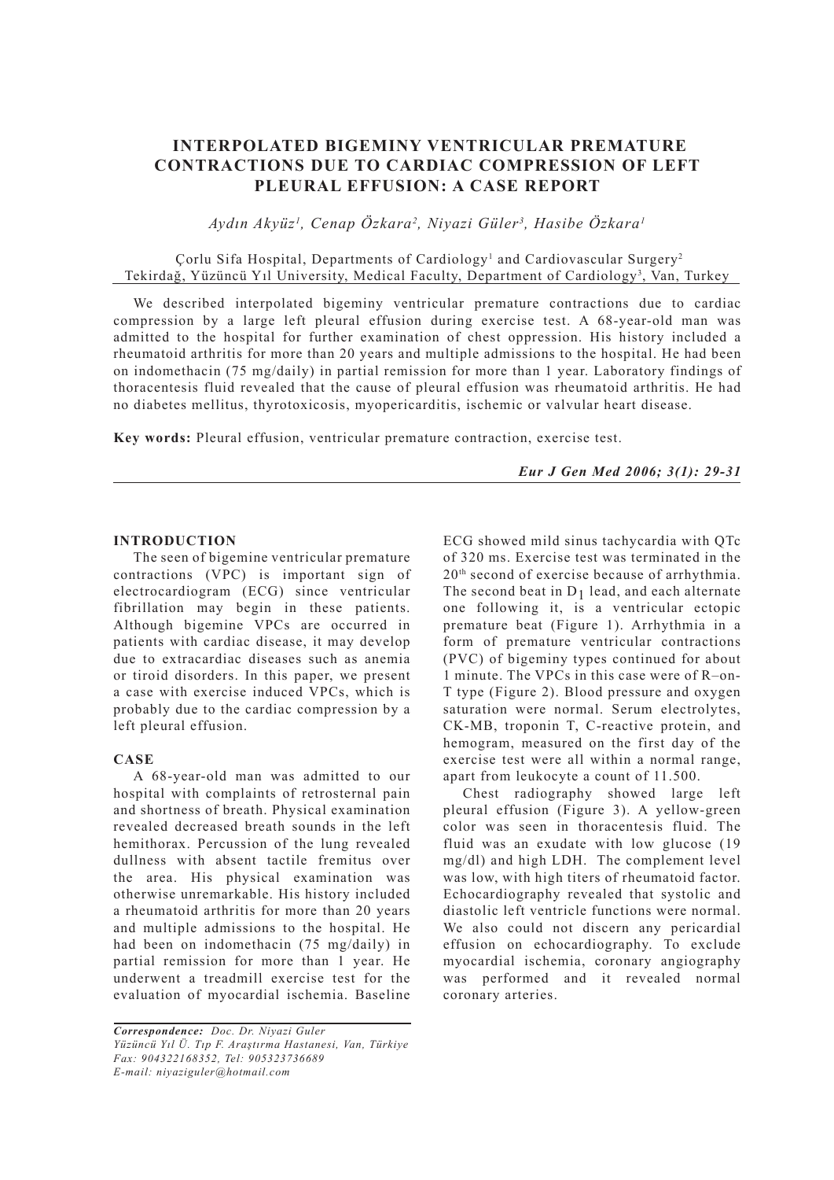# INTERPOLATED BIGEMINY VENTRICULAR PREMATURE CONTRACTIONS DUE TO CARDIAC COMPRESSION OF LEFT PLEURAL EFFUSION: A CASE REPORT

*Aydın Akyüz[1], Cenap Özkara[2], Niyazi Güler[3], Hasibe Özkara[1]*

Çorlu Sifa Hospital, Departments of Cardiology[1] and Cardiovascular Surgery[2] Tekirdağ, Yüzüncü Yıl University, Medical Faculty, Department of Cardiology[3], Van, Turkey

We described interpolated bigeminy ventricular premature contractions due to cardiac compression by a large left pleural effusion during exercise test. A 68-year-old man was admitted to the hospital for further examination of chest oppression. His history included a rheumatoid arthritis for more than 20 years and multiple admissions to the hospital. He had been on indomethacin (75 mg/daily) in partial remission for more than 1 year. Laboratory findings of thoracentesis fluid revealed that the cause of pleural effusion was rheumatoid arthritis. He had no diabetes mellitus, thyrotoxicosis, myopericarditis, ischemic or valvular heart disease.

**Key words:** Pleural effusion, ventricular premature contraction, exercise test.

***Eur J Gen Med 2006; 3(1): 29-31***

## INTRODUCTION

The seen of bigemine ventricular premature contractions (VPC) is important sign of electrocardiogram (ECG) since ventricular fibrillation may begin in these patients. Although bigemine VPCs are occurred in patients with cardiac disease, it may develop due to extracardiac diseases such as anemia or tiroid disorders. In this paper, we present a case with exercise induced VPCs, which is probably due to the cardiac compression by a left pleural effusion.

## CASE

A 68-year-old man was admitted to our hospital with complaints of retrosternal pain and shortness of breath. Physical examination revealed decreased breath sounds in the left hemithorax. Percussion of the lung revealed dullness with absent tactile fremitus over the area. His physical examination was otherwise unremarkable. His history included a rheumatoid arthritis for more than 20 years and multiple admissions to the hospital. He had been on indomethacin (75 mg/daily) in partial remission for more than 1 year. He underwent a treadmill exercise test for the evaluation of myocardial ischemia. Baseline ECG showed mild sinus tachycardia with QTc of 320 ms. Exercise test was terminated in the 20[th] second of exercise because of arrhythmia. The second beat in $D_1$ lead, and each alternate one following it, is a ventricular ectopic premature beat (Figure 1). Arrhythmia in a form of premature ventricular contractions (PVC) of bigeminy types continued for about 1 minute. The VPCs in this case were of R–on-T type (Figure 2). Blood pressure and oxygen saturation were normal. Serum electrolytes, CK-MB, troponin T, C-reactive protein, and hemogram, measured on the first day of the exercise test were all within a normal range, apart from leukocyte a count of 11.500.

Chest radiography showed large left pleural effusion (Figure 3). A yellow-green color was seen in thoracentesis fluid. The fluid was an exudate with low glucose (19 mg/dl) and high LDH. The complement level was low, with high titers of rheumatoid factor. Echocardiography revealed that systolic and diastolic left ventricle functions were normal. We also could not discern any pericardial effusion on echocardiography. To exclude myocardial ischemia, coronary angiography was performed and it revealed normal coronary arteries.

*Correspondence: Doc. Dr. Niyazi Guler*
*Yüzüncü Yıl Ü. Tıp F. Araştırma Hastanesi, Van, Türkiye*
*Fax: 904322168352, Tel: 905323736689*
*E-mail: niyaziguler@hotmail.com*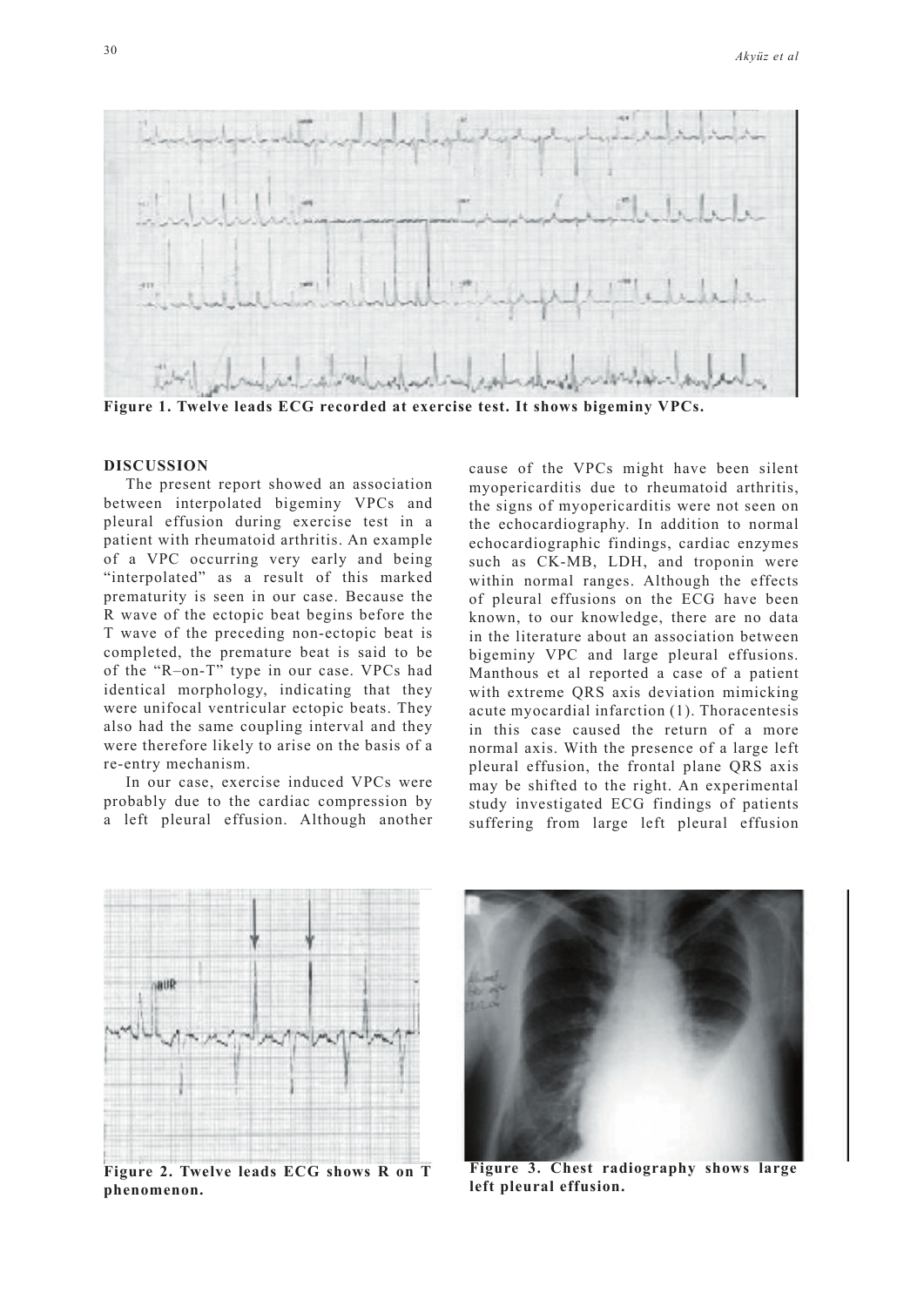Figure 1. Twelve leads ECG recorded at exercise test. It shows bigeminy VPCs.

## DISCUSSION

The present report showed an association between interpolated bigeminy VPCs and pleural effusion during exercise test in a patient with rheumatoid arthritis. An example of a VPC occurring very early and being "interpolated" as a result of this marked prematurity is seen in our case. Because the R wave of the ectopic beat begins before the T wave of the preceding non-ectopic beat is completed, the premature beat is said to be of the "R–on-T" type in our case. VPCs had identical morphology, indicating that they were unifocal ventricular ectopic beats. They also had the same coupling interval and they were therefore likely to arise on the basis of a re-entry mechanism.

In our case, exercise induced VPCs were probably due to the cardiac compression by a left pleural effusion. Although another cause of the VPCs might have been silent myopericarditis due to rheumatoid arthritis, the signs of myopericarditis were not seen on the echocardiography. In addition to normal echocardiographic findings, cardiac enzymes such as CK-MB, LDH, and troponin were within normal ranges. Although the effects of pleural effusions on the ECG have been known, to our knowledge, there are no data in the literature about an association between bigeminy VPC and large pleural effusions. Manthous et al reported a case of a patient with extreme QRS axis deviation mimicking acute myocardial infarction (1). Thoracentesis in this case caused the return of a more normal axis. With the presence of a large left pleural effusion, the frontal plane QRS axis may be shifted to the right. An experimental study investigated ECG findings of patients suffering from large left pleural effusion

Figure 2. Twelve leads ECG shows R on T phenomenon.

Figure 3. Chest radiography shows large left pleural effusion.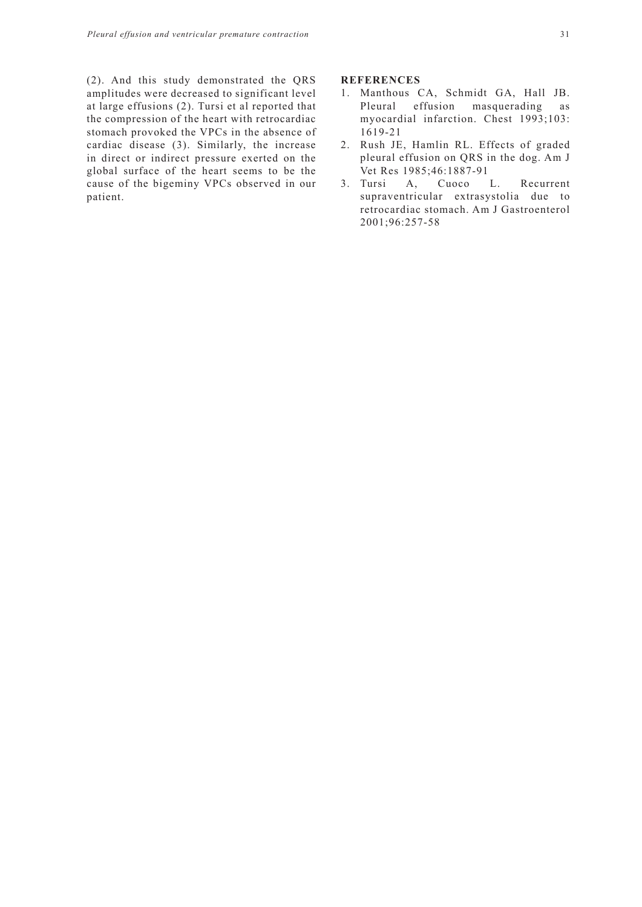(2). And this study demonstrated the QRS amplitudes were decreased to significant level at large effusions (2). Tursi et al reported that the compression of the heart with retrocardiac stomach provoked the VPCs in the absence of cardiac disease (3). Similarly, the increase in direct or indirect pressure exerted on the global surface of the heart seems to be the cause of the bigeminy VPCs observed in our patient.

**REFERENCES**

1. Manthous CA, Schmidt GA, Hall JB. Pleural effusion masquerading as myocardial infarction. Chest 1993;103: 1619-21
2. Rush JE, Hamlin RL. Effects of graded pleural effusion on QRS in the dog. Am J Vet Res 1985;46:1887-91
3. Tursi A, Cuoco L. Recurrent supraventricular extrasystolia due to retrocardiac stomach. Am J Gastroenterol 2001;96:257-58